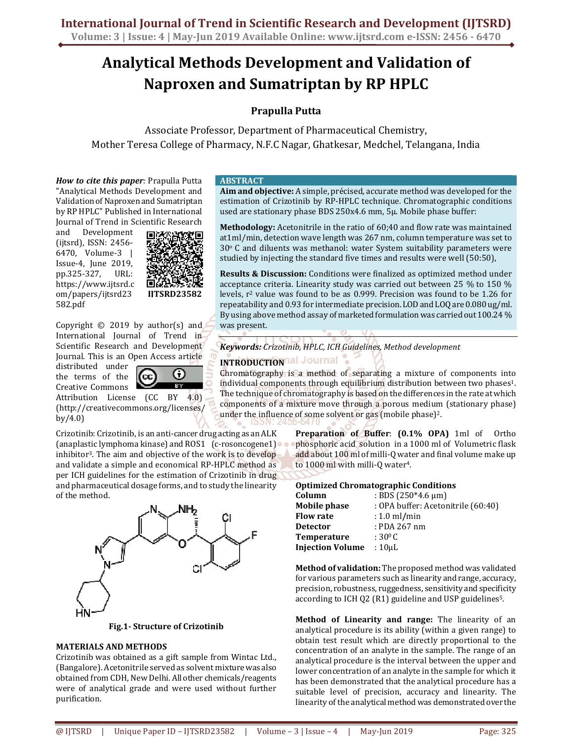# Analytical Methods Development and Validation of Naproxen and Sumatriptan by RP HPLC

**Prapulla Putta**

Associate Professor, Department of Pharmaceutical Chemistry,
Mother Teresa College of Pharmacy, N.F.C Nagar, Ghatkesar, Medchel, Telangana, India

***How to cite this paper****:* Prapulla Putta "Analytical Methods Development and Validation of Naproxen and Sumatriptan by RP HPLC" Published in International Journal of Trend in Scientific Research and Development (ijtsrd), ISSN: 2456-6470, Volume-3 | Issue-4, June 2019, pp.325-327, URL: https://www.ijtsrd.com/papers/ijtsrd23582.pdf

IJTSRD23582

Copyright © 2019 by author(s) and International Journal of Trend in Scientific Research and Development Journal. This is an Open Access article distributed under the terms of the Creative Commons Attribution License (CC BY 4.0) (http://creativecommons.org/licenses/by/4.0)

## ABSTRACT

**Aim and objective:** A simple, précised, accurate method was developed for the estimation of Crizotinib by RP-HPLC technique. Chromatographic conditions used are stationary phase BDS 250x4.6 mm, 5µ. Mobile phase buffer:

**Methodology:** Acetonitrile in the ratio of 60;40 and flow rate was maintained at1ml/min, detection wave length was 267 nm, column temperature was set to 30° C and diluents was methanol: water System suitability parameters were studied by injecting the standard five times and results were well (50:50),

**Results & Discussion:** Conditions were finalized as optimized method under acceptance criteria. Linearity study was carried out between 25 % to 150 % levels, $r^2$ value was found to be as 0.999. Precision was found to be 1.26 for repeatability and 0.93 for intermediate precision. LOD and LOQ are 0.080 ug/ml. By using above method assay of marketed formulation was carried out 100.24 % was present.

***Keywords:*** *Crizotinib, HPLC, ICH Guidelines, Method development*

## INTRODUCTION

Chromatography is a method of separating a mixture of components into individual components through equilibrium distribution between two phases[1]. The technique of chromatography is based on the differences in the rate at which components of a mixture move through a porous medium (stationary phase) under the influence of some solvent or gas (mobile phase)[2].

Crizotinib: Crizotinib, is an anti-cancer drug acting as an ALK (anaplastic lymphoma kinase) and ROS1 (c-rosoncogene1) inhibitor[3]. The aim and objective of the work is to develop and validate a simple and economical RP-HPLC method as per ICH guidelines for the estimation of Crizotinib in drug and pharmaceutical dosage forms, and to study the linearity of the method.

**Fig.1- Structure of Crizotinib**

## MATERIALS AND METHODS

Crizotinib was obtained as a gift sample from Wintac Ltd., (Bangalore). Acetonitrile served as solvent mixture was also obtained from CDH, New Delhi. All other chemicals/reagents were of analytical grade and were used without further purification.

**Preparation of Buffer**: **(0.1% OPA)** 1ml of Ortho phosphoric acid solution in a 1000 ml of Volumetric flask add about 100 ml of milli-Q water and final volume make up to 1000 ml with milli-Q water[4].

**Optimized Chromatographic Conditions**

| | |
|---|---|
| **Column** | : BDS (250*4.6 µm) |
| **Mobile phase** | : OPA buffer: Acetonitrile (60:40) |
| **Flow rate** | : 1.0 ml/min |
| **Detector** | : PDA 267 nm |
| **Temperature** | : 30° C |
| **Injection Volume** | : 10µL |

**Method of validation:** The proposed method was validated for various parameters such as linearity and range, accuracy, precision, robustness, ruggedness, sensitivity and specificity according to ICH Q2 (R1) guideline and USP guidelines[5].

**Method of Linearity and range:** The linearity of an analytical procedure is its ability (within a given range) to obtain test result which are directly proportional to the concentration of an analyte in the sample. The range of an analytical procedure is the interval between the upper and lower concentration of an analyte in the sample for which it has been demonstrated that the analytical procedure has a suitable level of precision, accuracy and linearity. The linearity of the analytical method was demonstrated over the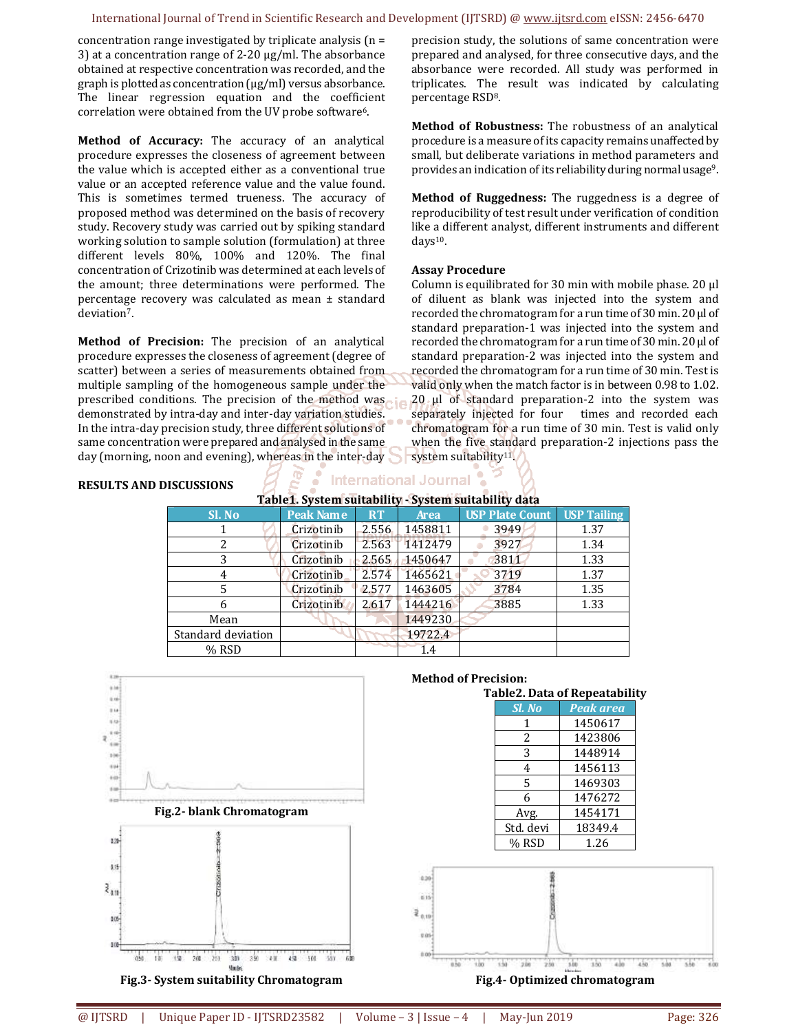concentration range investigated by triplicate analysis (n = 3) at a concentration range of 2-20 µg/ml. The absorbance obtained at respective concentration was recorded, and the graph is plotted as concentration (µg/ml) versus absorbance. The linear regression equation and the coefficient correlation were obtained from the UV probe software[6].

**Method of Accuracy:** The accuracy of an analytical procedure expresses the closeness of agreement between the value which is accepted either as a conventional true value or an accepted reference value and the value found. This is sometimes termed trueness. The accuracy of proposed method was determined on the basis of recovery study. Recovery study was carried out by spiking standard working solution to sample solution (formulation) at three different levels 80%, 100% and 120%. The final concentration of Crizotinib was determined at each levels of the amount; three determinations were performed. The percentage recovery was calculated as mean ± standard deviation[7].

**Method of Precision:** The precision of an analytical procedure expresses the closeness of agreement (degree of scatter) between a series of measurements obtained from multiple sampling of the homogeneous sample under the prescribed conditions. The precision of the method was demonstrated by intra-day and inter-day variation studies. In the intra-day precision study, three different solutions of same concentration were prepared and analysed in the same day (morning, noon and evening), whereas in the inter-day precision study, the solutions of same concentration were prepared and analysed, for three consecutive days, and the absorbance were recorded. All study was performed in triplicates. The result was indicated by calculating percentage RSD[8].

**Method of Robustness:** The robustness of an analytical procedure is a measure of its capacity remains unaffected by small, but deliberate variations in method parameters and provides an indication of its reliability during normal usage[9].

**Method of Ruggedness:** The ruggedness is a degree of reproducibility of test result under verification of condition like a different analyst, different instruments and different days[10].

**Assay Procedure**

Column is equilibrated for 30 min with mobile phase. 20 µl of diluent as blank was injected into the system and recorded the chromatogram for a run time of 30 min. 20 µl of standard preparation-1 was injected into the system and recorded the chromatogram for a run time of 30 min. 20 µl of standard preparation-2 was injected into the system and recorded the chromatogram for a run time of 30 min. Test is valid only when the match factor is in between 0.98 to 1.02. 20 µl of standard preparation-2 into the system was separately injected for four times and recorded each chromatogram for a run time of 30 min. Test is valid only when the five standard preparation-2 injections pass the system suitability[11].

## RESULTS AND DISCUSSIONS

**Table1. System suitability - System suitability data**

| Sl. No | Peak Name | RT | Area | USP Plate Count | USP Tailing |
|---|---|---|---|---|---|
| 1 | Crizotinib | 2.556 | 1458811 | 3949 | 1.37 |
| 2 | Crizotinib | 2.563 | 1412479 | 3927 | 1.34 |
| 3 | Crizotinib | 2.565 | 1450647 | 3811 | 1.33 |
| 4 | Crizotinib | 2.574 | 1465621 | 3719 | 1.37 |
| 5 | Crizotinib | 2.577 | 1463605 | 3784 | 1.35 |
| 6 | Crizotinib | 2.617 | 1444216 | 3885 | 1.33 |
| Mean | | | 1449230 | | |
| Standard deviation | | | 19722.4 | | |
| % RSD | | | 1.4 | | |

**Fig.2- blank Chromatogram**

**Fig.3- System suitability Chromatogram**

**Method of Precision:**

**Table2. Data of Repeatability**

| Sl. No | Peak area |
|---|---|
| 1 | 1450617 |
| 2 | 1423806 |
| 3 | 1448914 |
| 4 | 1456113 |
| 5 | 1469303 |
| 6 | 1476272 |
| Avg. | 1454171 |
| Std. devi | 18349.4 |
| % RSD | 1.26 |

**Fig.4- Optimized chromatogram**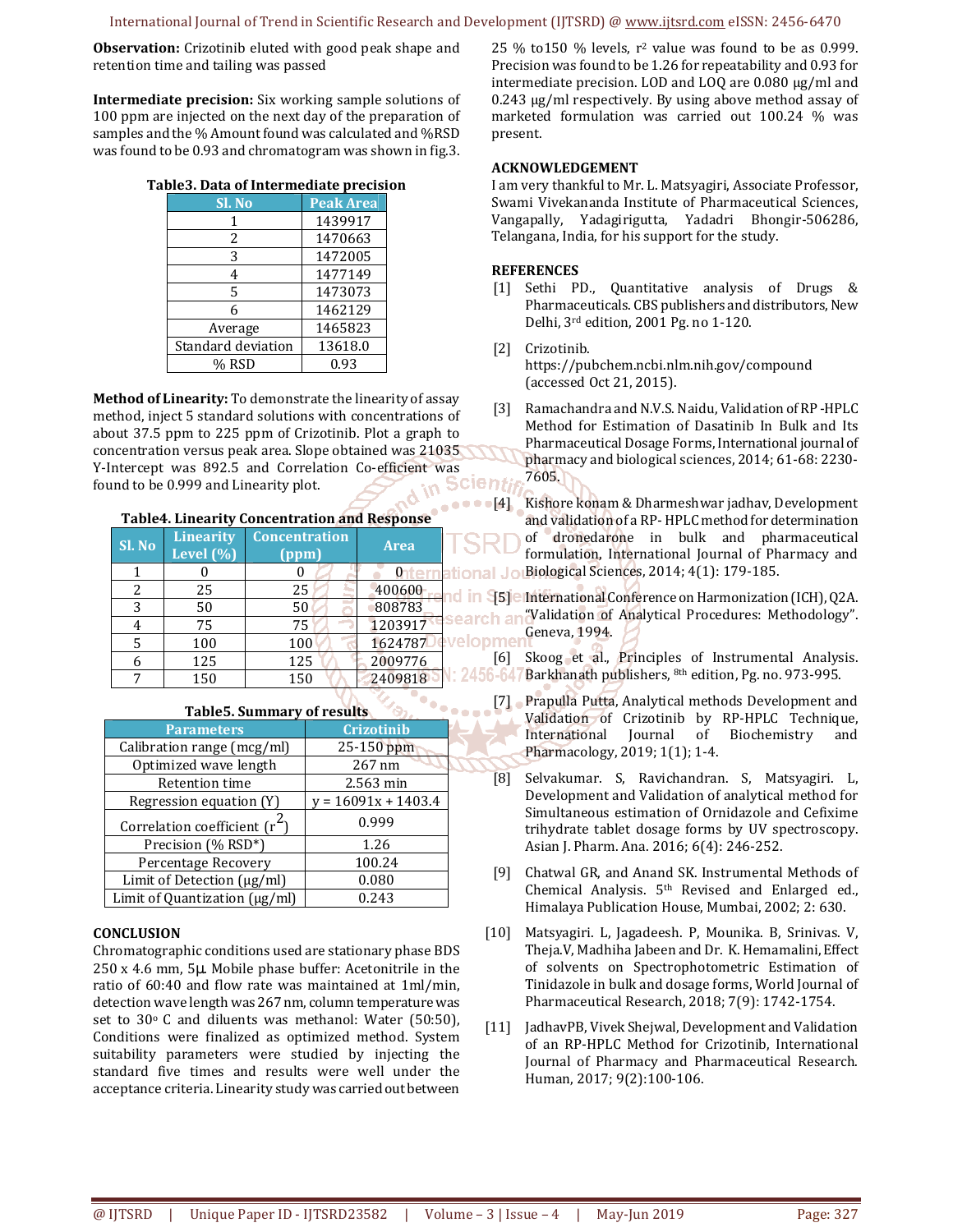**Observation:** Crizotinib eluted with good peak shape and retention time and tailing was passed

**Intermediate precision:** Six working sample solutions of 100 ppm are injected on the next day of the preparation of samples and the % Amount found was calculated and %RSD was found to be 0.93 and chromatogram was shown in fig.3.

**Table3. Data of Intermediate precision**

| Sl. No | Peak Area |
|---|---|
| 1 | 1439917 |
| 2 | 1470663 |
| 3 | 1472005 |
| 4 | 1477149 |
| 5 | 1473073 |
| 6 | 1462129 |
| Average | 1465823 |
| Standard deviation | 13618.0 |
| % RSD | 0.93 |

**Method of Linearity:** To demonstrate the linearity of assay method, inject 5 standard solutions with concentrations of about 37.5 ppm to 225 ppm of Crizotinib. Plot a graph to concentration versus peak area. Slope obtained was 21035 Y-Intercept was 892.5 and Correlation Co-efficient was found to be 0.999 and Linearity plot.

**Table4. Linearity Concentration and Response**

| Sl. No | Linearity Level (%) | Concentration (ppm) | Area |
|---|---|---|---|
| 1 | 0 | 0 | 0 |
| 2 | 25 | 25 | 400600 |
| 3 | 50 | 50 | 808783 |
| 4 | 75 | 75 | 1203917 |
| 5 | 100 | 100 | 1624787 |
| 6 | 125 | 125 | 2009776 |
| 7 | 150 | 150 | 2409818 |

**Table5. Summary of results**

| Parameters | Crizotinib |
|---|---|
| Calibration range (mcg/ml) | 25-150 ppm |
| Optimized wave length | 267 nm |
| Retention time | 2.563 min |
| Regression equation (Y) | y = 16091x + 1403.4 |
| Correlation coefficient ($r^2$) | 0.999 |
| Precision (% RSD*) | 1.26 |
| Percentage Recovery | 100.24 |
| Limit of Detection (µg/ml) | 0.080 |
| Limit of Quantization (µg/ml) | 0.243 |

## CONCLUSION

Chromatographic conditions used are stationary phase BDS 250 x 4.6 mm, 5µ. Mobile phase buffer: Acetonitrile in the ratio of 60:40 and flow rate was maintained at 1ml/min, detection wave length was 267 nm, column temperature was set to 30° C and diluents was methanol: Water (50:50), Conditions were finalized as optimized method. System suitability parameters were studied by injecting the standard five times and results were well under the acceptance criteria. Linearity study was carried out between 25 % to150 % levels, $r^2$ value was found to be as 0.999. Precision was found to be 1.26 for repeatability and 0.93 for intermediate precision. LOD and LOQ are 0.080 µg/ml and 0.243 µg/ml respectively. By using above method assay of marketed formulation was carried out 100.24 % was present.

## ACKNOWLEDGEMENT

I am very thankful to Mr. L. Matsyagiri, Associate Professor, Swami Vivekananda Institute of Pharmaceutical Sciences, Vangapally, Yadagirigutta, Yadadri Bhongir-506286, Telangana, India, for his support for the study.

## REFERENCES

[1] Sethi PD., Quantitative analysis of Drugs & Pharmaceuticals. CBS publishers and distributors, New Delhi, 3rd edition, 2001 Pg. no 1-120.

[2] Crizotinib. https://pubchem.ncbi.nlm.nih.gov/compound (accessed Oct 21, 2015).

[3] Ramachandra and N.V.S. Naidu, Validation of RP -HPLC Method for Estimation of Dasatinib In Bulk and Its Pharmaceutical Dosage Forms, International journal of pharmacy and biological sciences, 2014; 61-68: 2230-7605.

[4] Kishore konam & Dharmeshwar jadhav, Development and validation of a RP- HPLC method for determination of dronedarone in bulk and pharmaceutical formulation, International Journal of Pharmacy and Biological Sciences, 2014; 4(1): 179-185.

[5] International Conference on Harmonization (ICH), Q2A. "Validation of Analytical Procedures: Methodology". Geneva, 1994.

[6] Skoog et al., Principles of Instrumental Analysis. Barkhanath publishers, 8th edition, Pg. no. 973-995.

[7] Prapulla Putta, Analytical methods Development and Validation of Crizotinib by RP-HPLC Technique, International Journal of Biochemistry and Pharmacology, 2019; 1(1); 1-4.

[8] Selvakumar. S, Ravichandran. S, Matsyagiri. L, Development and Validation of analytical method for Simultaneous estimation of Ornidazole and Cefixime trihydrate tablet dosage forms by UV spectroscopy. Asian J. Pharm. Ana. 2016; 6(4): 246-252.

[9] Chatwal GR, and Anand SK. Instrumental Methods of Chemical Analysis. 5th Revised and Enlarged ed., Himalaya Publication House, Mumbai, 2002; 2: 630.

[10] Matsyagiri. L, Jagadeesh. P, Mounika. B, Srinivas. V, Theja.V, Madhiha Jabeen and Dr. K. Hemamalini, Effect of solvents on Spectrophotometric Estimation of Tinidazole in bulk and dosage forms, World Journal of Pharmaceutical Research, 2018; 7(9): 1742-1754.

[11] JadhavPB, Vivek Shejwal, Development and Validation of an RP-HPLC Method for Crizotinib, International Journal of Pharmacy and Pharmaceutical Research. Human, 2017; 9(2):100-106.